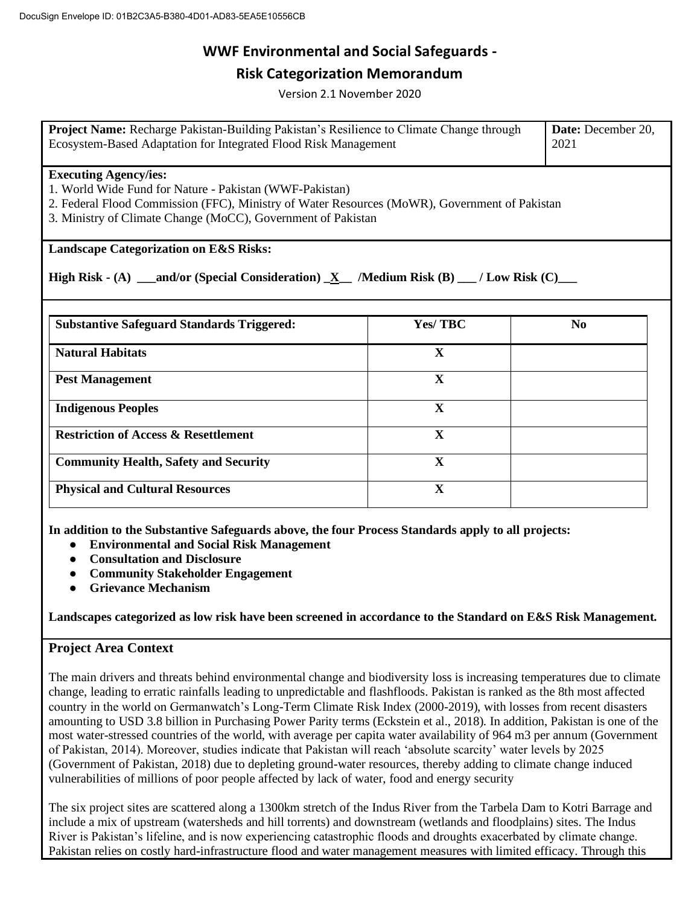# WWF Environmental and Social Safeguards -

# Risk Categorization Memorandum

Version 2.1 November 2020

| **Project Name:** Recharge Pakistan-Building Pakistan's Resilience to Climate Change through Ecosystem-Based Adaptation for Integrated Flood Risk Management | **Date:** December 20, 2021 |
|---|---|

**Executing Agency/ies:**
1. World Wide Fund for Nature - Pakistan (WWF-Pakistan)
2. Federal Flood Commission (FFC), Ministry of Water Resources (MoWR), Government of Pakistan
3. Ministry of Climate Change (MoCC), Government of Pakistan

**Landscape Categorization on E&S Risks:**

**High Risk - (A) ___and/or (Special Consideration) _X__ /Medium Risk (B) ___ / Low Risk (C)___**

| **Substantive Safeguard Standards Triggered:** | **Yes/ TBC** | **No** |
|---|---|---|
| **Natural Habitats** | **X** | |
| **Pest Management** | **X** | |
| **Indigenous Peoples** | **X** | |
| **Restriction of Access & Resettlement** | **X** | |
| **Community Health, Safety and Security** | **X** | |
| **Physical and Cultural Resources** | **X** | |

**In addition to the Substantive Safeguards above, the four Process Standards apply to all projects:**

- **Environmental and Social Risk Management**
- **Consultation and Disclosure**
- **Community Stakeholder Engagement**
- **Grievance Mechanism**

**Landscapes categorized as low risk have been screened in accordance to the Standard on E&S Risk Management.**

## Project Area Context

The main drivers and threats behind environmental change and biodiversity loss is increasing temperatures due to climate change, leading to erratic rainfalls leading to unpredictable and flashfloods. Pakistan is ranked as the 8th most affected country in the world on Germanwatch's Long-Term Climate Risk Index (2000-2019), with losses from recent disasters amounting to USD 3.8 billion in Purchasing Power Parity terms (Eckstein et al., 2018). In addition, Pakistan is one of the most water-stressed countries of the world, with average per capita water availability of 964 m3 per annum (Government of Pakistan, 2014). Moreover, studies indicate that Pakistan will reach 'absolute scarcity' water levels by 2025 (Government of Pakistan, 2018) due to depleting ground-water resources, thereby adding to climate change induced vulnerabilities of millions of poor people affected by lack of water, food and energy security

The six project sites are scattered along a 1300km stretch of the Indus River from the Tarbela Dam to Kotri Barrage and include a mix of upstream (watersheds and hill torrents) and downstream (wetlands and floodplains) sites. The Indus River is Pakistan's lifeline, and is now experiencing catastrophic floods and droughts exacerbated by climate change. Pakistan relies on costly hard-infrastructure flood and water management measures with limited efficacy. Through this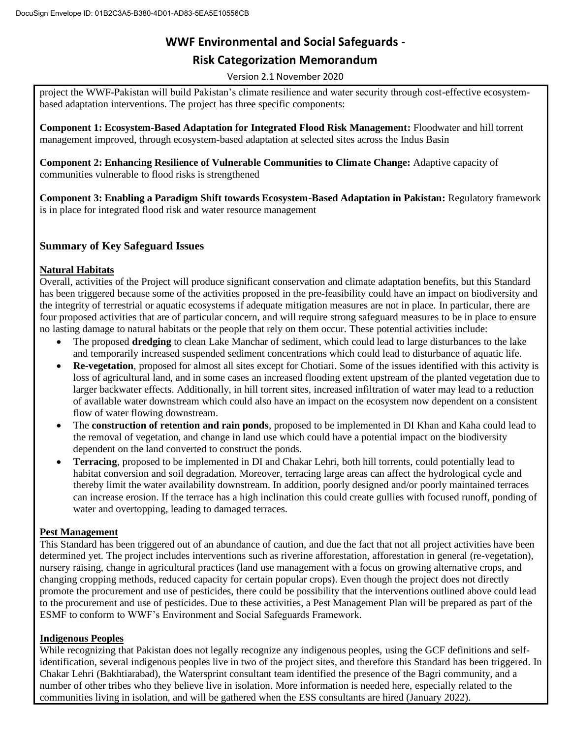project the WWF-Pakistan will build Pakistan's climate resilience and water security through cost-effective ecosystem-based adaptation interventions. The project has three specific components:

**Component 1: Ecosystem-Based Adaptation for Integrated Flood Risk Management:** Floodwater and hill torrent management improved, through ecosystem-based adaptation at selected sites across the Indus Basin

**Component 2: Enhancing Resilience of Vulnerable Communities to Climate Change:** Adaptive capacity of communities vulnerable to flood risks is strengthened

**Component 3: Enabling a Paradigm Shift towards Ecosystem-Based Adaptation in Pakistan:** Regulatory framework is in place for integrated flood risk and water resource management

## Summary of Key Safeguard Issues

**Natural Habitats**

Overall, activities of the Project will produce significant conservation and climate adaptation benefits, but this Standard has been triggered because some of the activities proposed in the pre-feasibility could have an impact on biodiversity and the integrity of terrestrial or aquatic ecosystems if adequate mitigation measures are not in place. In particular, there are four proposed activities that are of particular concern, and will require strong safeguard measures to be in place to ensure no lasting damage to natural habitats or the people that rely on them occur. These potential activities include:

- The proposed **dredging** to clean Lake Manchar of sediment, which could lead to large disturbances to the lake and temporarily increased suspended sediment concentrations which could lead to disturbance of aquatic life.
- **Re-vegetation**, proposed for almost all sites except for Chotiari. Some of the issues identified with this activity is loss of agricultural land, and in some cases an increased flooding extent upstream of the planted vegetation due to larger backwater effects. Additionally, in hill torrent sites, increased infiltration of water may lead to a reduction of available water downstream which could also have an impact on the ecosystem now dependent on a consistent flow of water flowing downstream.
- The **construction of retention and rain ponds**, proposed to be implemented in DI Khan and Kaha could lead to the removal of vegetation, and change in land use which could have a potential impact on the biodiversity dependent on the land converted to construct the ponds.
- **Terracing**, proposed to be implemented in DI and Chakar Lehri, both hill torrents, could potentially lead to habitat conversion and soil degradation. Moreover, terracing large areas can affect the hydrological cycle and thereby limit the water availability downstream. In addition, poorly designed and/or poorly maintained terraces can increase erosion. If the terrace has a high inclination this could create gullies with focused runoff, ponding of water and overtopping, leading to damaged terraces.

**Pest Management**

This Standard has been triggered out of an abundance of caution, and due the fact that not all project activities have been determined yet. The project includes interventions such as riverine afforestation, afforestation in general (re-vegetation), nursery raising, change in agricultural practices (land use management with a focus on growing alternative crops, and changing cropping methods, reduced capacity for certain popular crops). Even though the project does not directly promote the procurement and use of pesticides, there could be possibility that the interventions outlined above could lead to the procurement and use of pesticides. Due to these activities, a Pest Management Plan will be prepared as part of the ESMF to conform to WWF's Environment and Social Safeguards Framework.

**Indigenous Peoples**

While recognizing that Pakistan does not legally recognize any indigenous peoples, using the GCF definitions and self-identification, several indigenous peoples live in two of the project sites, and therefore this Standard has been triggered. In Chakar Lehri (Bakhtiarabad), the Watersprint consultant team identified the presence of the Bagri community, and a number of other tribes who they believe live in isolation. More information is needed here, especially related to the communities living in isolation, and will be gathered when the ESS consultants are hired (January 2022).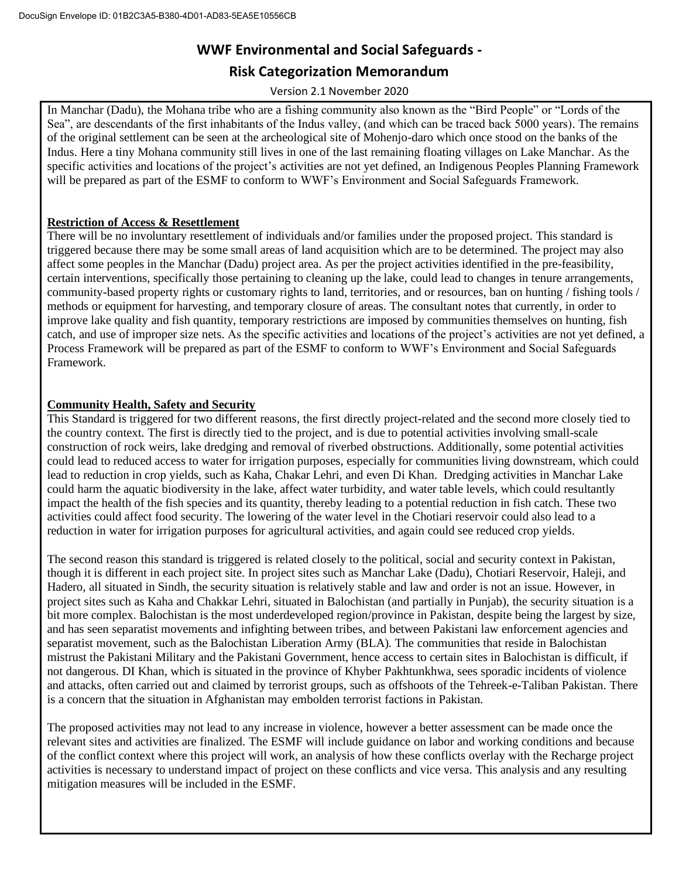In Manchar (Dadu), the Mohana tribe who are a fishing community also known as the "Bird People" or "Lords of the Sea", are descendants of the first inhabitants of the Indus valley, (and which can be traced back 5000 years). The remains of the original settlement can be seen at the archeological site of Mohenjo-daro which once stood on the banks of the Indus. Here a tiny Mohana community still lives in one of the last remaining floating villages on Lake Manchar. As the specific activities and locations of the project's activities are not yet defined, an Indigenous Peoples Planning Framework will be prepared as part of the ESMF to conform to WWF's Environment and Social Safeguards Framework.

**Restriction of Access & Resettlement**

There will be no involuntary resettlement of individuals and/or families under the proposed project. This standard is triggered because there may be some small areas of land acquisition which are to be determined. The project may also affect some peoples in the Manchar (Dadu) project area. As per the project activities identified in the pre-feasibility, certain interventions, specifically those pertaining to cleaning up the lake, could lead to changes in tenure arrangements, community-based property rights or customary rights to land, territories, and or resources, ban on hunting / fishing tools / methods or equipment for harvesting, and temporary closure of areas. The consultant notes that currently, in order to improve lake quality and fish quantity, temporary restrictions are imposed by communities themselves on hunting, fish catch, and use of improper size nets. As the specific activities and locations of the project's activities are not yet defined, a Process Framework will be prepared as part of the ESMF to conform to WWF's Environment and Social Safeguards Framework.

**Community Health, Safety and Security**

This Standard is triggered for two different reasons, the first directly project-related and the second more closely tied to the country context. The first is directly tied to the project, and is due to potential activities involving small-scale construction of rock weirs, lake dredging and removal of riverbed obstructions. Additionally, some potential activities could lead to reduced access to water for irrigation purposes, especially for communities living downstream, which could lead to reduction in crop yields, such as Kaha, Chakar Lehri, and even Di Khan. Dredging activities in Manchar Lake could harm the aquatic biodiversity in the lake, affect water turbidity, and water table levels, which could resultantly impact the health of the fish species and its quantity, thereby leading to a potential reduction in fish catch. These two activities could affect food security. The lowering of the water level in the Chotiari reservoir could also lead to a reduction in water for irrigation purposes for agricultural activities, and again could see reduced crop yields.

The second reason this standard is triggered is related closely to the political, social and security context in Pakistan, though it is different in each project site. In project sites such as Manchar Lake (Dadu), Chotiari Reservoir, Haleji, and Hadero, all situated in Sindh, the security situation is relatively stable and law and order is not an issue. However, in project sites such as Kaha and Chakkar Lehri, situated in Balochistan (and partially in Punjab), the security situation is a bit more complex. Balochistan is the most underdeveloped region/province in Pakistan, despite being the largest by size, and has seen separatist movements and infighting between tribes, and between Pakistani law enforcement agencies and separatist movement, such as the Balochistan Liberation Army (BLA). The communities that reside in Balochistan mistrust the Pakistani Military and the Pakistani Government, hence access to certain sites in Balochistan is difficult, if not dangerous. DI Khan, which is situated in the province of Khyber Pakhtunkhwa, sees sporadic incidents of violence and attacks, often carried out and claimed by terrorist groups, such as offshoots of the Tehreek-e-Taliban Pakistan. There is a concern that the situation in Afghanistan may embolden terrorist factions in Pakistan.

The proposed activities may not lead to any increase in violence, however a better assessment can be made once the relevant sites and activities are finalized. The ESMF will include guidance on labor and working conditions and because of the conflict context where this project will work, an analysis of how these conflicts overlay with the Recharge project activities is necessary to understand impact of project on these conflicts and vice versa. This analysis and any resulting mitigation measures will be included in the ESMF.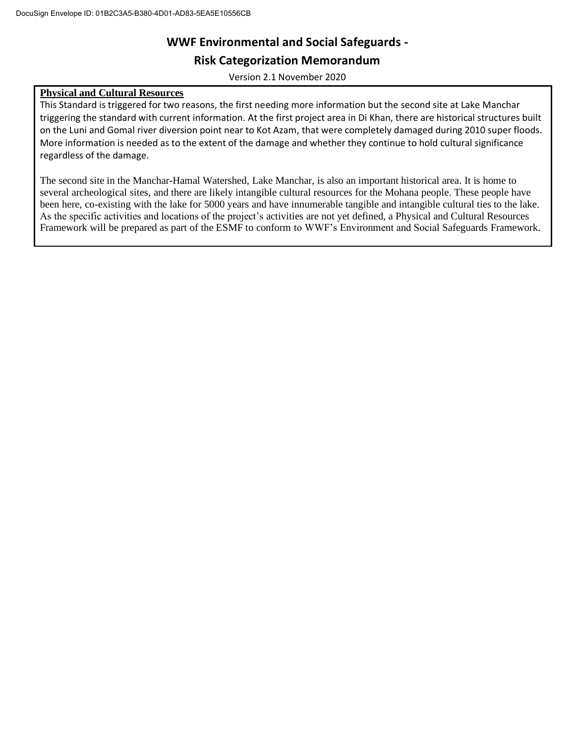**Physical and Cultural Resources**

This Standard is triggered for two reasons, the first needing more information but the second site at Lake Manchar triggering the standard with current information. At the first project area in Di Khan, there are historical structures built on the Luni and Gomal river diversion point near to Kot Azam, that were completely damaged during 2010 super floods. More information is needed as to the extent of the damage and whether they continue to hold cultural significance regardless of the damage.

The second site in the Manchar-Hamal Watershed, Lake Manchar, is also an important historical area. It is home to several archeological sites, and there are likely intangible cultural resources for the Mohana people. These people have been here, co-existing with the lake for 5000 years and have innumerable tangible and intangible cultural ties to the lake. As the specific activities and locations of the project's activities are not yet defined, a Physical and Cultural Resources Framework will be prepared as part of the ESMF to conform to WWF's Environment and Social Safeguards Framework.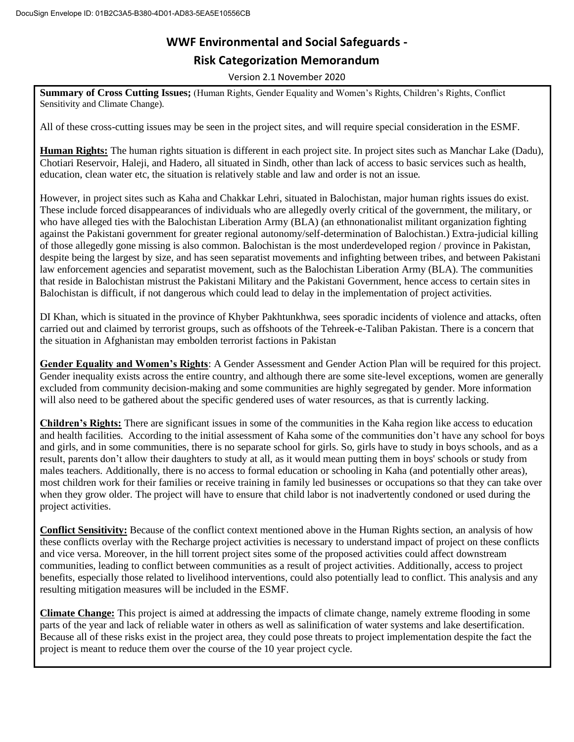# WWF Environmental and Social Safeguards - Risk Categorization Memorandum

Version 2.1 November 2020

**Summary of Cross Cutting Issues;** (Human Rights, Gender Equality and Women's Rights, Children's Rights, Conflict Sensitivity and Climate Change).

All of these cross-cutting issues may be seen in the project sites, and will require special consideration in the ESMF.

**Human Rights:** The human rights situation is different in each project site. In project sites such as Manchar Lake (Dadu), Chotiari Reservoir, Haleji, and Hadero, all situated in Sindh, other than lack of access to basic services such as health, education, clean water etc, the situation is relatively stable and law and order is not an issue.

However, in project sites such as Kaha and Chakkar Lehri, situated in Balochistan, major human rights issues do exist. These include forced disappearances of individuals who are allegedly overly critical of the government, the military, or who have alleged ties with the Balochistan Liberation Army (BLA) (an ethnonationalist militant organization fighting against the Pakistani government for greater regional autonomy/self-determination of Balochistan.) Extra-judicial killing of those allegedly gone missing is also common. Balochistan is the most underdeveloped region / province in Pakistan, despite being the largest by size, and has seen separatist movements and infighting between tribes, and between Pakistani law enforcement agencies and separatist movement, such as the Balochistan Liberation Army (BLA). The communities that reside in Balochistan mistrust the Pakistani Military and the Pakistani Government, hence access to certain sites in Balochistan is difficult, if not dangerous which could lead to delay in the implementation of project activities.

DI Khan, which is situated in the province of Khyber Pakhtunkhwa, sees sporadic incidents of violence and attacks, often carried out and claimed by terrorist groups, such as offshoots of the Tehreek-e-Taliban Pakistan. There is a concern that the situation in Afghanistan may embolden terrorist factions in Pakistan

**Gender Equality and Women's Rights**: A Gender Assessment and Gender Action Plan will be required for this project. Gender inequality exists across the entire country, and although there are some site-level exceptions, women are generally excluded from community decision-making and some communities are highly segregated by gender. More information will also need to be gathered about the specific gendered uses of water resources, as that is currently lacking.

**Children's Rights:** There are significant issues in some of the communities in the Kaha region like access to education and health facilities. According to the initial assessment of Kaha some of the communities don't have any school for boys and girls, and in some communities, there is no separate school for girls. So, girls have to study in boys schools, and as a result, parents don't allow their daughters to study at all, as it would mean putting them in boys' schools or study from males teachers. Additionally, there is no access to formal education or schooling in Kaha (and potentially other areas), most children work for their families or receive training in family led businesses or occupations so that they can take over when they grow older. The project will have to ensure that child labor is not inadvertently condoned or used during the project activities.

**Conflict Sensitivity:** Because of the conflict context mentioned above in the Human Rights section, an analysis of how these conflicts overlay with the Recharge project activities is necessary to understand impact of project on these conflicts and vice versa. Moreover, in the hill torrent project sites some of the proposed activities could affect downstream communities, leading to conflict between communities as a result of project activities. Additionally, access to project benefits, especially those related to livelihood interventions, could also potentially lead to conflict. This analysis and any resulting mitigation measures will be included in the ESMF.

**Climate Change:** This project is aimed at addressing the impacts of climate change, namely extreme flooding in some parts of the year and lack of reliable water in others as well as salinification of water systems and lake desertification. Because all of these risks exist in the project area, they could pose threats to project implementation despite the fact the project is meant to reduce them over the course of the 10 year project cycle.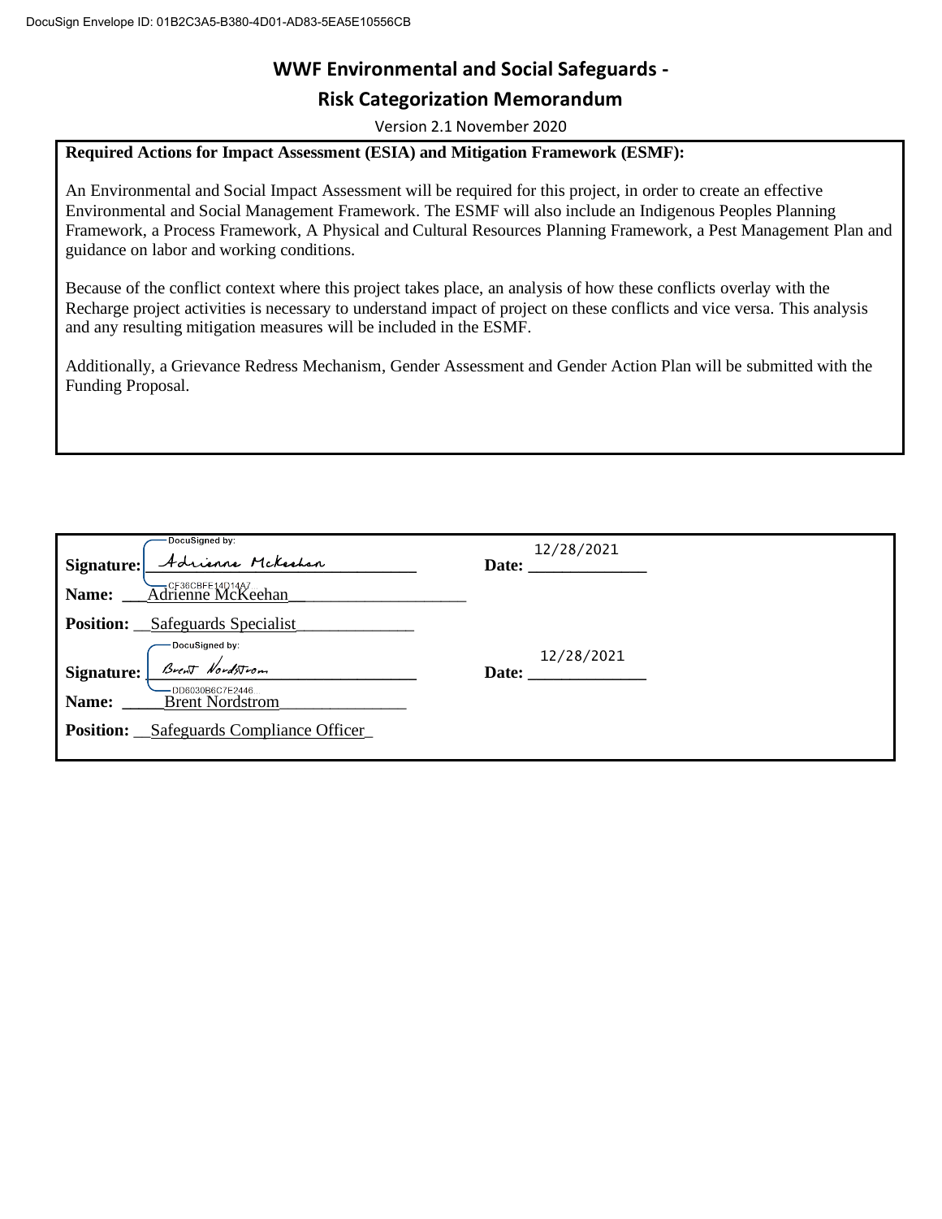**Required Actions for Impact Assessment (ESIA) and Mitigation Framework (ESMF):**

An Environmental and Social Impact Assessment will be required for this project, in order to create an effective Environmental and Social Management Framework. The ESMF will also include an Indigenous Peoples Planning Framework, a Process Framework, A Physical and Cultural Resources Planning Framework, a Pest Management Plan and guidance on labor and working conditions.

Because of the conflict context where this project takes place, an analysis of how these conflicts overlay with the Recharge project activities is necessary to understand impact of project on these conflicts and vice versa. This analysis and any resulting mitigation measures will be included in the ESMF.

Additionally, a Grievance Redress Mechanism, Gender Assessment and Gender Action Plan will be submitted with the Funding Proposal.

**Signature:** Adrienne McKeehan **Date:** 12/28/2021

**Name:** Adrienne McKeehan

**Position:** Safeguards Specialist

**Signature:** Brent Nordstrom **Date:** 12/28/2021

**Name:** Brent Nordstrom

**Position:** Safeguards Compliance Officer